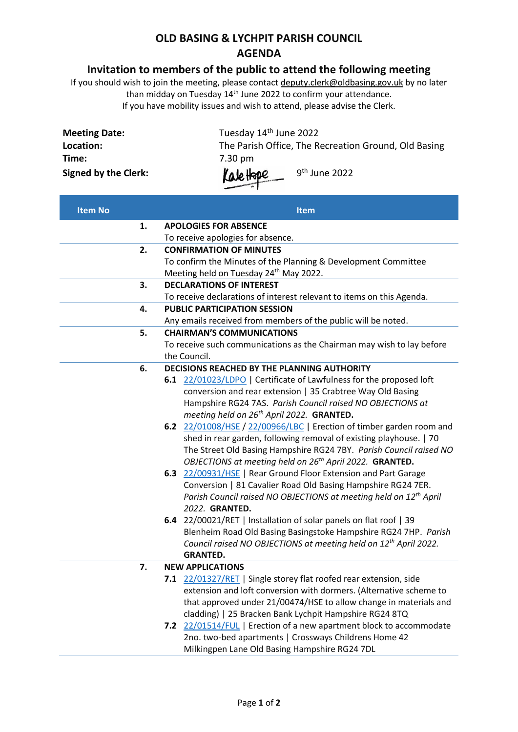# OLD BASING & LYCHPIT PARISH COUNCIL

# AGENDA

## Invitation to members of the public to attend the following meeting

If you should wish to join the meeting, please contact deputy.clerk@oldbasing.gov.uk by no later than midday on Tuesday 14th June 2022 to confirm your attendance.
If you have mobility issues and wish to attend, please advise the Clerk.

| | |
|---|---|
| **Meeting Date:** | Tuesday 14th June 2022 |
| **Location:** | The Parish Office, The Recreation Ground, Old Basing |
| **Time:** | 7.30 pm |
| **Signed by the Clerk:** | Kate Hope 9th June 2022 |

| Item No | Item |
|---|---|
| **1.** | **APOLOGIES FOR ABSENCE**<br>To receive apologies for absence. |
| **2.** | **CONFIRMATION OF MINUTES**<br>To confirm the Minutes of the Planning & Development Committee Meeting held on Tuesday 24th May 2022. |
| **3.** | **DECLARATIONS OF INTEREST**<br>To receive declarations of interest relevant to items on this Agenda. |
| **4.** | **PUBLIC PARTICIPATION SESSION**<br>Any emails received from members of the public will be noted. |
| **5.** | **CHAIRMAN'S COMMUNICATIONS**<br>To receive such communications as the Chairman may wish to lay before the Council. |
| **6.** | **DECISIONS REACHED BY THE PLANNING AUTHORITY**<br>**6.1** 22/01023/LDPO \| Certificate of Lawfulness for the proposed loft conversion and rear extension \| 35 Crabtree Way Old Basing Hampshire RG24 7AS. *Parish Council raised NO OBJECTIONS at meeting held on 26th April 2022.* **GRANTED.**<br>**6.2** 22/01008/HSE / 22/00966/LBC \| Erection of timber garden room and shed in rear garden, following removal of existing playhouse. \| 70 The Street Old Basing Hampshire RG24 7BY. *Parish Council raised NO OBJECTIONS at meeting held on 26th April 2022.* **GRANTED.**<br>**6.3** 22/00931/HSE \| Rear Ground Floor Extension and Part Garage Conversion \| 81 Cavalier Road Old Basing Hampshire RG24 7ER. *Parish Council raised NO OBJECTIONS at meeting held on 12th April 2022.* **GRANTED.**<br>**6.4** 22/00021/RET \| Installation of solar panels on flat roof \| 39 Blenheim Road Old Basing Basingstoke Hampshire RG24 7HP. *Parish Council raised NO OBJECTIONS at meeting held on 12th April 2022.* **GRANTED.** |
| **7.** | **NEW APPLICATIONS**<br>**7.1** 22/01327/RET \| Single storey flat roofed rear extension, side extension and loft conversion with dormers. (Alternative scheme to that approved under 21/00474/HSE to allow change in materials and cladding) \| 25 Bracken Bank Lychpit Hampshire RG24 8TQ<br>**7.2** 22/01514/FUL \| Erection of a new apartment block to accommodate 2no. two-bed apartments \| Crossways Childrens Home 42 Milkingpen Lane Old Basing Hampshire RG24 7DL |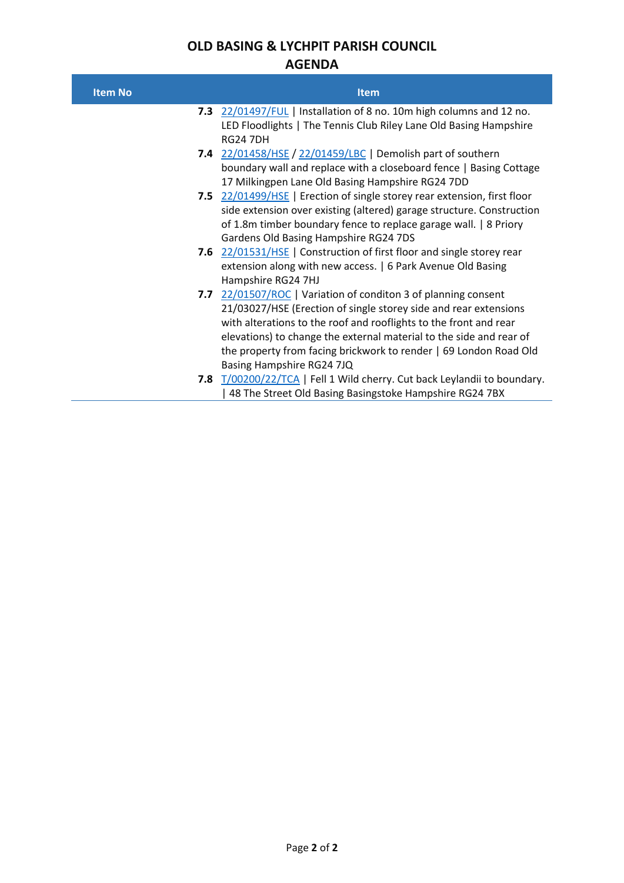# OLD BASING & LYCHPIT PARISH COUNCIL

## AGENDA

| Item No | Item |
|---|---|
| | **7.3** 22/01497/FUL \| Installation of 8 no. 10m high columns and 12 no. LED Floodlights \| The Tennis Club Riley Lane Old Basing Hampshire RG24 7DH<br>**7.4** 22/01458/HSE / 22/01459/LBC \| Demolish part of southern boundary wall and replace with a closeboard fence \| Basing Cottage 17 Milkingpen Lane Old Basing Hampshire RG24 7DD<br>**7.5** 22/01499/HSE \| Erection of single storey rear extension, first floor side extension over existing (altered) garage structure. Construction of 1.8m timber boundary fence to replace garage wall. \| 8 Priory Gardens Old Basing Hampshire RG24 7DS<br>**7.6** 22/01531/HSE \| Construction of first floor and single storey rear extension along with new access. \| 6 Park Avenue Old Basing Hampshire RG24 7HJ<br>**7.7** 22/01507/ROC \| Variation of conditon 3 of planning consent 21/03027/HSE (Erection of single storey side and rear extensions with alterations to the roof and rooflights to the front and rear elevations) to change the external material to the side and rear of the property from facing brickwork to render \| 69 London Road Old Basing Hampshire RG24 7JQ<br>**7.8** T/00200/22/TCA \| Fell 1 Wild cherry. Cut back Leylandii to boundary. \| 48 The Street Old Basing Basingstoke Hampshire RG24 7BX |